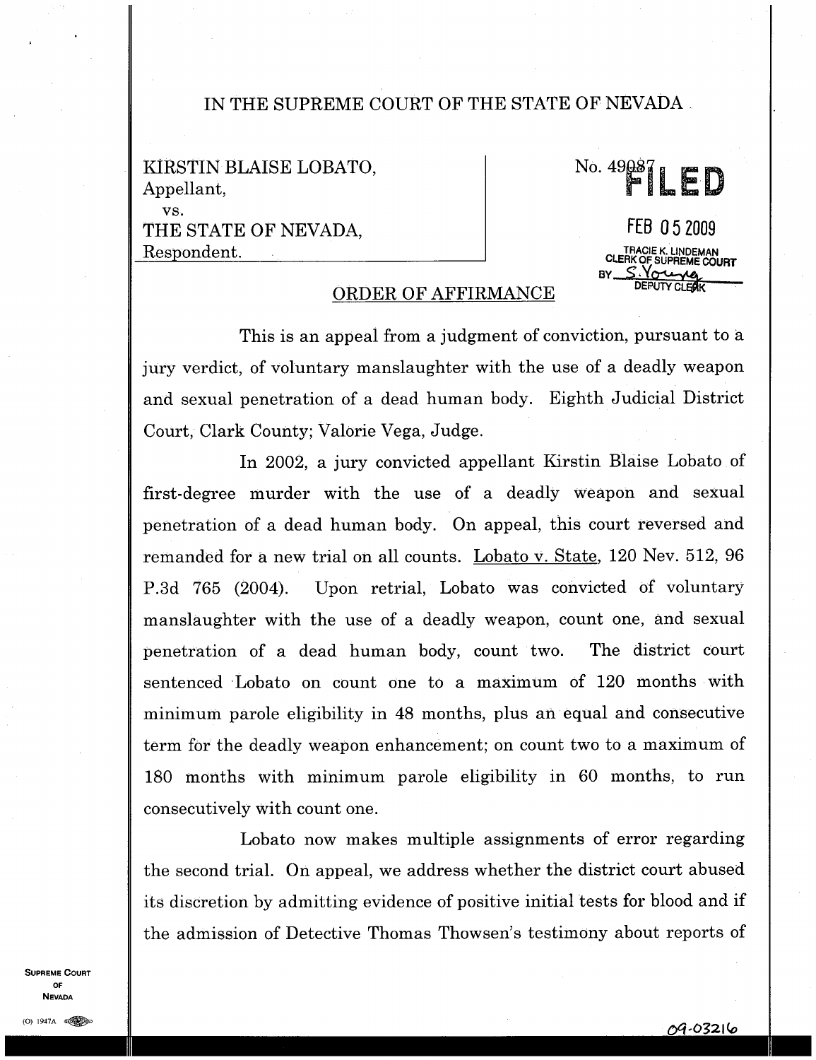# IN THE SUPREME COURT OF THE STATE OF NEVADA

KIRSTIN BLAISE LOBATO,
Appellant,
vs.
THE STATE OF NEVADA,
Respondent.

No. 49087

FILED

FEB 05 2009

TRACIE K. LINDEMAN
CLERK OF SUPREME COURT
BY S. Young
DEPUTY CLERK

## ORDER OF AFFIRMANCE

This is an appeal from a judgment of conviction, pursuant to a jury verdict, of voluntary manslaughter with the use of a deadly weapon and sexual penetration of a dead human body. Eighth Judicial District Court, Clark County; Valorie Vega, Judge.

In 2002, a jury convicted appellant Kirstin Blaise Lobato of first-degree murder with the use of a deadly weapon and sexual penetration of a dead human body. On appeal, this court reversed and remanded for a new trial on all counts. Lobato v. State, 120 Nev. 512, 96 P.3d 765 (2004). Upon retrial, Lobato was convicted of voluntary manslaughter with the use of a deadly weapon, count one, and sexual penetration of a dead human body, count two. The district court sentenced Lobato on count one to a maximum of 120 months with minimum parole eligibility in 48 months, plus an equal and consecutive term for the deadly weapon enhancement; on count two to a maximum of 180 months with minimum parole eligibility in 60 months, to run consecutively with count one.

Lobato now makes multiple assignments of error regarding the second trial. On appeal, we address whether the district court abused its discretion by admitting evidence of positive initial tests for blood and if the admission of Detective Thomas Thowsen's testimony about reports of

09-03216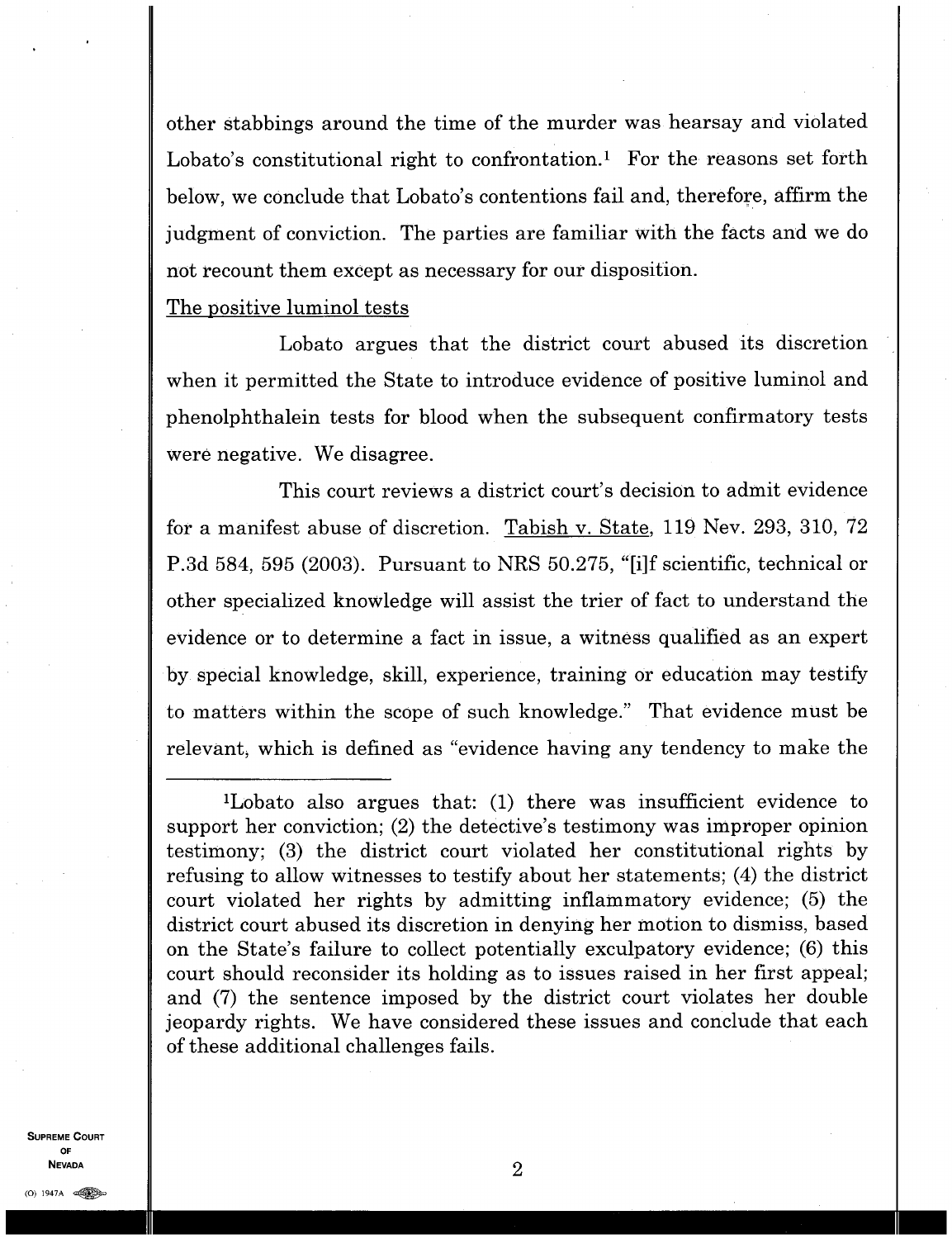other stabbings around the time of the murder was hearsay and violated Lobato's constitutional right to confrontation.[1] For the reasons set forth below, we conclude that Lobato's contentions fail and, therefore, affirm the judgment of conviction. The parties are familiar with the facts and we do not recount them except as necessary for our disposition.

The positive luminol tests

Lobato argues that the district court abused its discretion when it permitted the State to introduce evidence of positive luminol and phenolphthalein tests for blood when the subsequent confirmatory tests were negative. We disagree.

This court reviews a district court's decision to admit evidence for a manifest abuse of discretion. Tabish v. State, 119 Nev. 293, 310, 72 P.3d 584, 595 (2003). Pursuant to NRS 50.275, "[i]f scientific, technical or other specialized knowledge will assist the trier of fact to understand the evidence or to determine a fact in issue, a witness qualified as an expert by special knowledge, skill, experience, training or education may testify to matters within the scope of such knowledge." That evidence must be relevant, which is defined as "evidence having any tendency to make the

---

[1]Lobato also argues that: (1) there was insufficient evidence to support her conviction; (2) the detective's testimony was improper opinion testimony; (3) the district court violated her constitutional rights by refusing to allow witnesses to testify about her statements; (4) the district court violated her rights by admitting inflammatory evidence; (5) the district court abused its discretion in denying her motion to dismiss, based on the State's failure to collect potentially exculpatory evidence; (6) this court should reconsider its holding as to issues raised in her first appeal; and (7) the sentence imposed by the district court violates her double jeopardy rights. We have considered these issues and conclude that each of these additional challenges fails.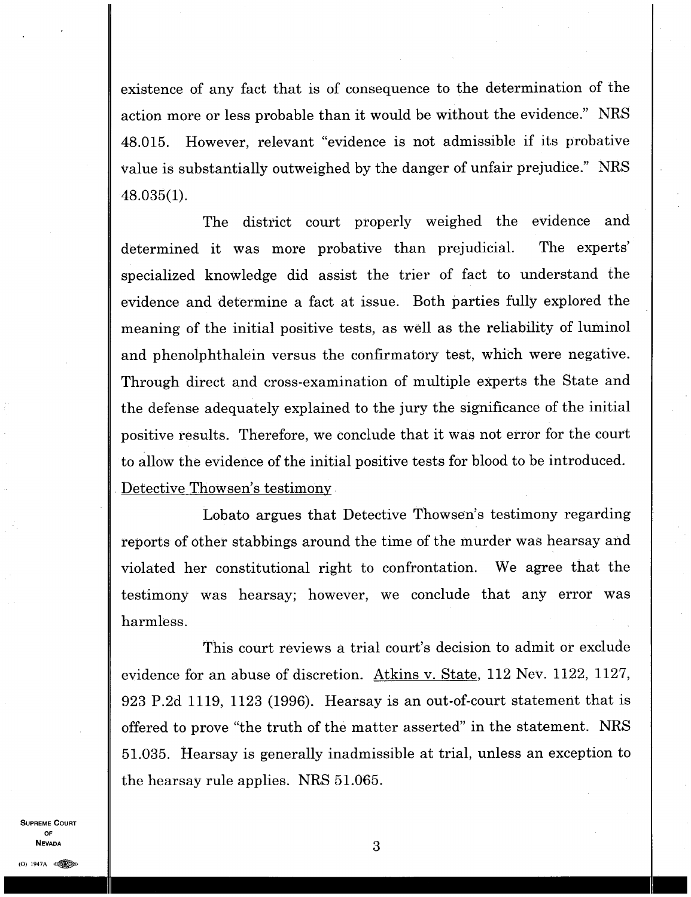existence of any fact that is of consequence to the determination of the action more or less probable than it would be without the evidence." NRS 48.015. However, relevant "evidence is not admissible if its probative value is substantially outweighed by the danger of unfair prejudice." NRS 48.035(1).

The district court properly weighed the evidence and determined it was more probative than prejudicial. The experts' specialized knowledge did assist the trier of fact to understand the evidence and determine a fact at issue. Both parties fully explored the meaning of the initial positive tests, as well as the reliability of luminol and phenolphthalein versus the confirmatory test, which were negative. Through direct and cross-examination of multiple experts the State and the defense adequately explained to the jury the significance of the initial positive results. Therefore, we conclude that it was not error for the court to allow the evidence of the initial positive tests for blood to be introduced.

Detective Thowsen's testimony

Lobato argues that Detective Thowsen's testimony regarding reports of other stabbings around the time of the murder was hearsay and violated her constitutional right to confrontation. We agree that the testimony was hearsay; however, we conclude that any error was harmless.

This court reviews a trial court's decision to admit or exclude evidence for an abuse of discretion. Atkins v. State, 112 Nev. 1122, 1127, 923 P.2d 1119, 1123 (1996). Hearsay is an out-of-court statement that is offered to prove "the truth of the matter asserted" in the statement. NRS 51.035. Hearsay is generally inadmissible at trial, unless an exception to the hearsay rule applies. NRS 51.065.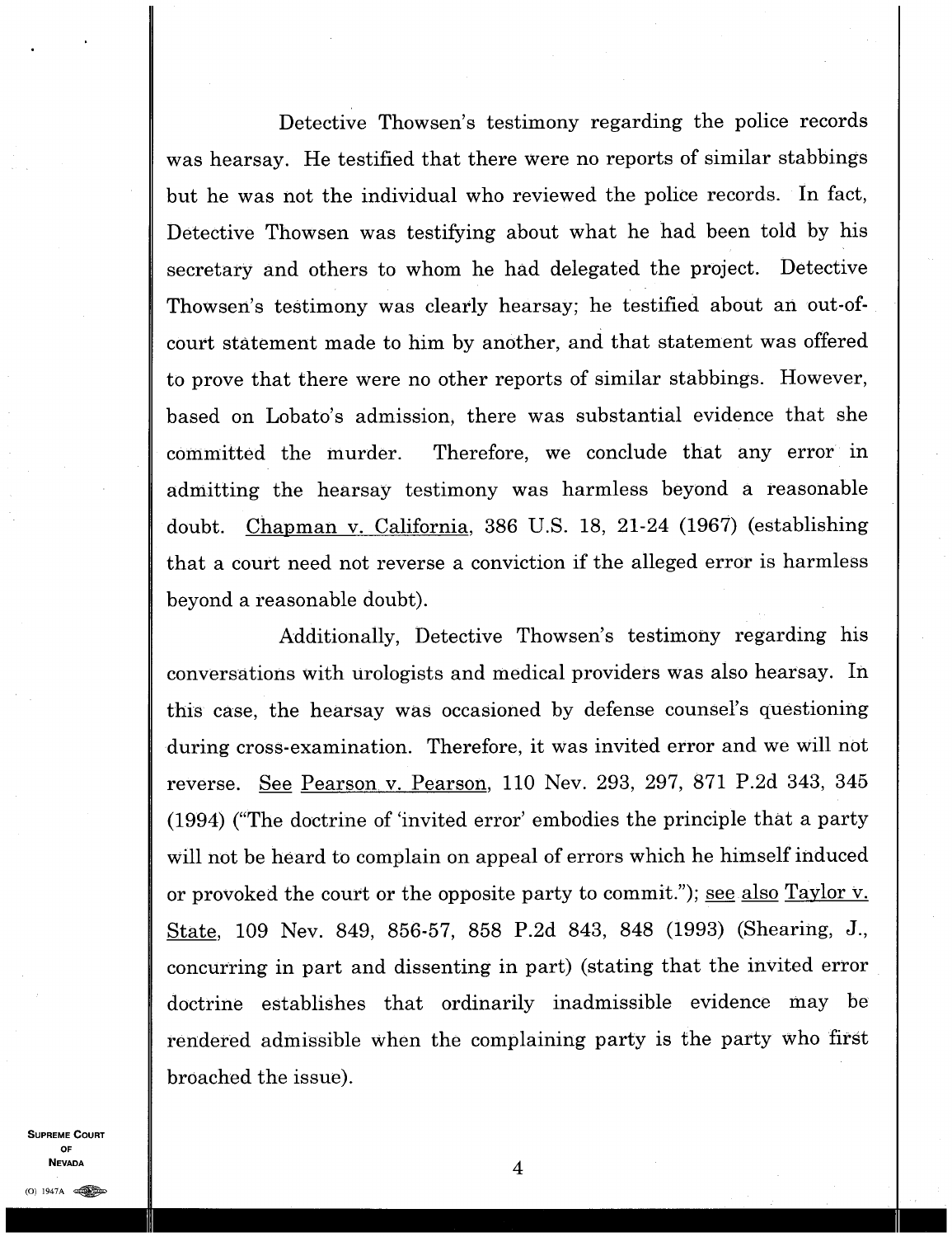Detective Thowsen's testimony regarding the police records was hearsay. He testified that there were no reports of similar stabbings but he was not the individual who reviewed the police records. In fact, Detective Thowsen was testifying about what he had been told by his secretary and others to whom he had delegated the project. Detective Thowsen's testimony was clearly hearsay; he testified about an out-of-court statement made to him by another, and that statement was offered to prove that there were no other reports of similar stabbings. However, based on Lobato's admission, there was substantial evidence that she committed the murder. Therefore, we conclude that any error in admitting the hearsay testimony was harmless beyond a reasonable doubt. Chapman v. California, 386 U.S. 18, 21-24 (1967) (establishing that a court need not reverse a conviction if the alleged error is harmless beyond a reasonable doubt).

Additionally, Detective Thowsen's testimony regarding his conversations with urologists and medical providers was also hearsay. In this case, the hearsay was occasioned by defense counsel's questioning during cross-examination. Therefore, it was invited error and we will not reverse. See Pearson v. Pearson, 110 Nev. 293, 297, 871 P.2d 343, 345 (1994) ("The doctrine of 'invited error' embodies the principle that a party will not be heard to complain on appeal of errors which he himself induced or provoked the court or the opposite party to commit."); see also Taylor v. State, 109 Nev. 849, 856-57, 858 P.2d 843, 848 (1993) (Shearing, J., concurring in part and dissenting in part) (stating that the invited error doctrine establishes that ordinarily inadmissible evidence may be rendered admissible when the complaining party is the party who first broached the issue).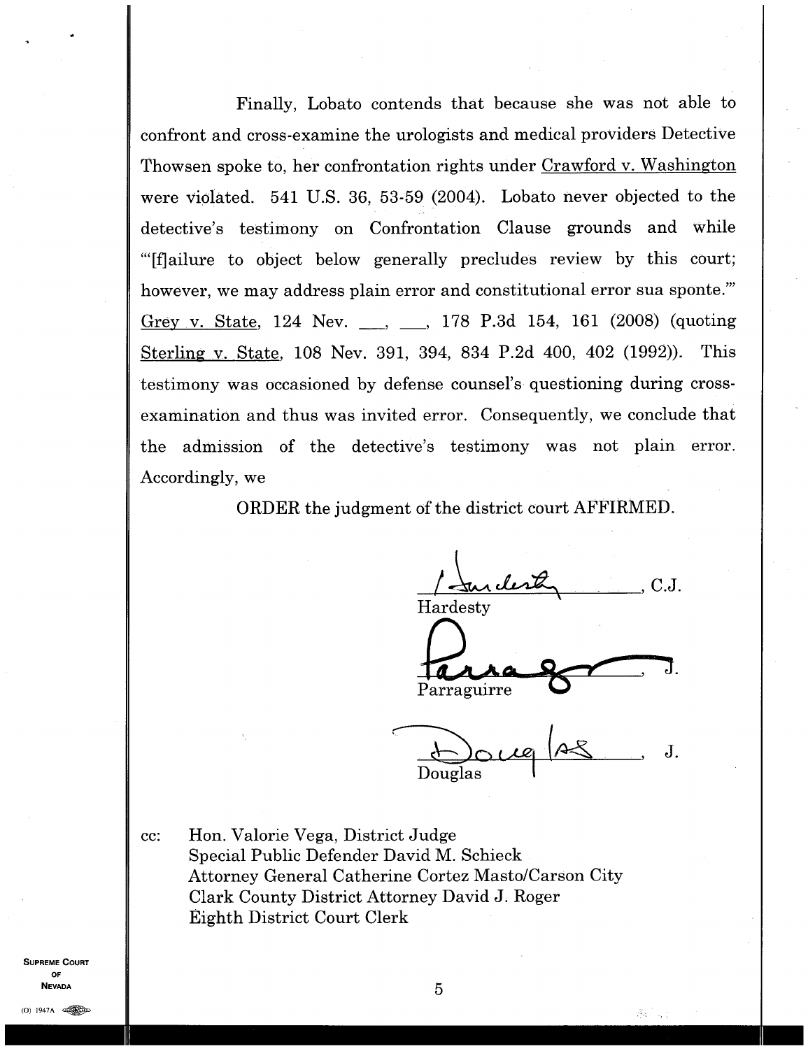Finally, Lobato contends that because she was not able to confront and cross-examine the urologists and medical providers Detective Thowsen spoke to, her confrontation rights under Crawford v. Washington were violated. 541 U.S. 36, 53-59 (2004). Lobato never objected to the detective's testimony on Confrontation Clause grounds and while "'[f]ailure to object below generally precludes review by this court; however, we may address plain error and constitutional error sua sponte.'" Grey v. State, 124 Nev. ___, ___, 178 P.3d 154, 161 (2008) (quoting Sterling v. State, 108 Nev. 391, 394, 834 P.2d 400, 402 (1992)). This testimony was occasioned by defense counsel's questioning during cross-examination and thus was invited error. Consequently, we conclude that the admission of the detective's testimony was not plain error. Accordingly, we

ORDER the judgment of the district court AFFIRMED.

_______________, C.J.
Hardesty

_______________, J.
Parraguirre

_______________, J.
Douglas

cc: Hon. Valorie Vega, District Judge
Special Public Defender David M. Schieck
Attorney General Catherine Cortez Masto/Carson City
Clark County District Attorney David J. Roger
Eighth District Court Clerk